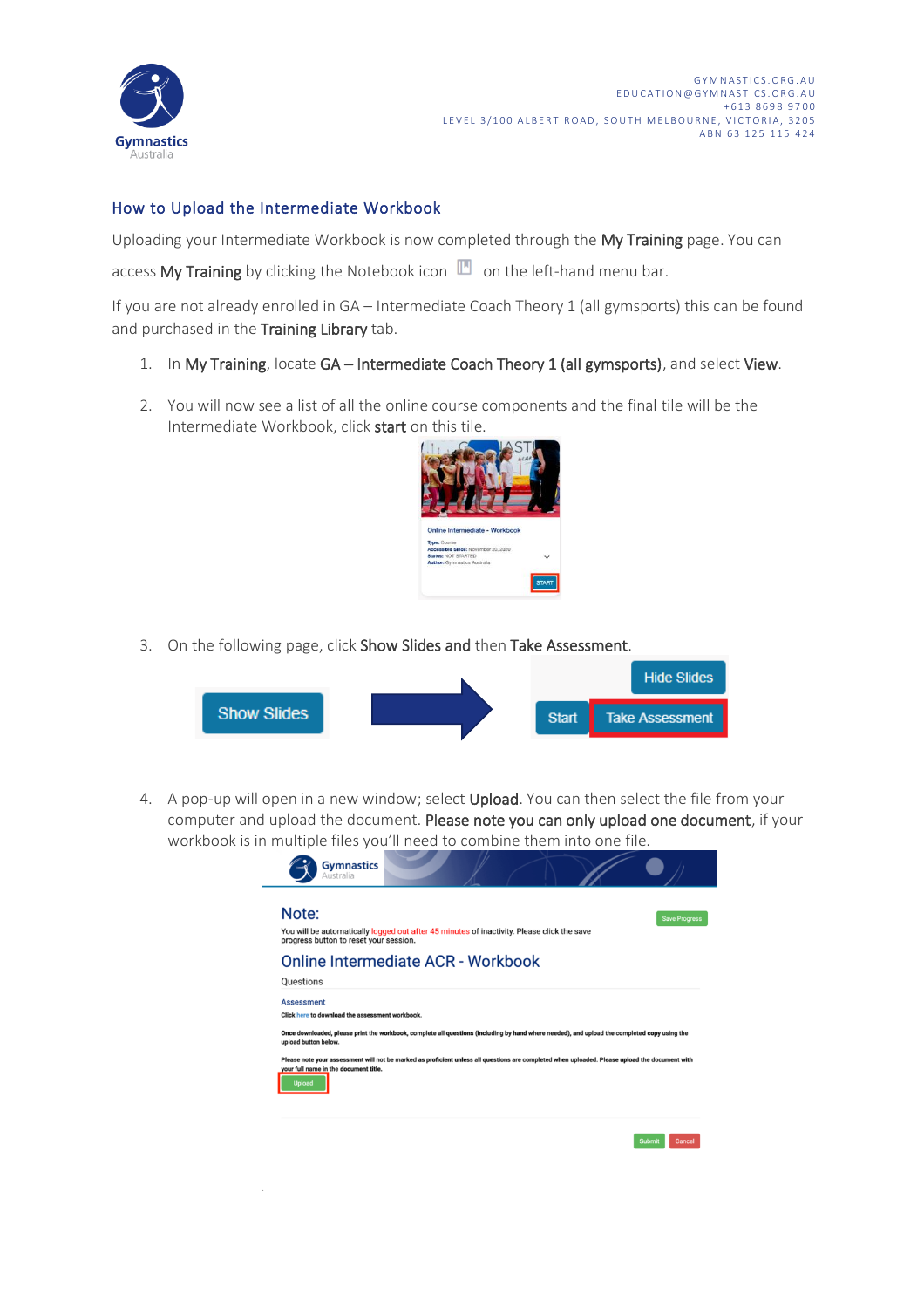GYMNASTICS.ORG.AU
EDUCATION@GYMNASTICS.ORG.AU
+613 8698 9700
LEVEL 3/100 ALBERT ROAD, SOUTH MELBOURNE, VICTORIA, 3205
ABN 63 125 115 424

## How to Upload the Intermediate Workbook

Uploading your Intermediate Workbook is now completed through the **My Training** page. You can access **My Training** by clicking the Notebook icon on the left-hand menu bar.

If you are not already enrolled in GA – Intermediate Coach Theory 1 (all gymsports) this can be found and purchased in the **Training Library** tab.

1. In **My Training**, locate **GA – Intermediate Coach Theory 1 (all gymsports)**, and select **View**.
2. You will now see a list of all the online course components and the final tile will be the Intermediate Workbook, click **start** on this tile.
3. On the following page, click **Show Slides and** then **Take Assessment**.
4. A pop-up will open in a new window; select **Upload**. You can then select the file from your computer and upload the document. **Please note you can only upload one document**, if your workbook is in multiple files you'll need to combine them into one file.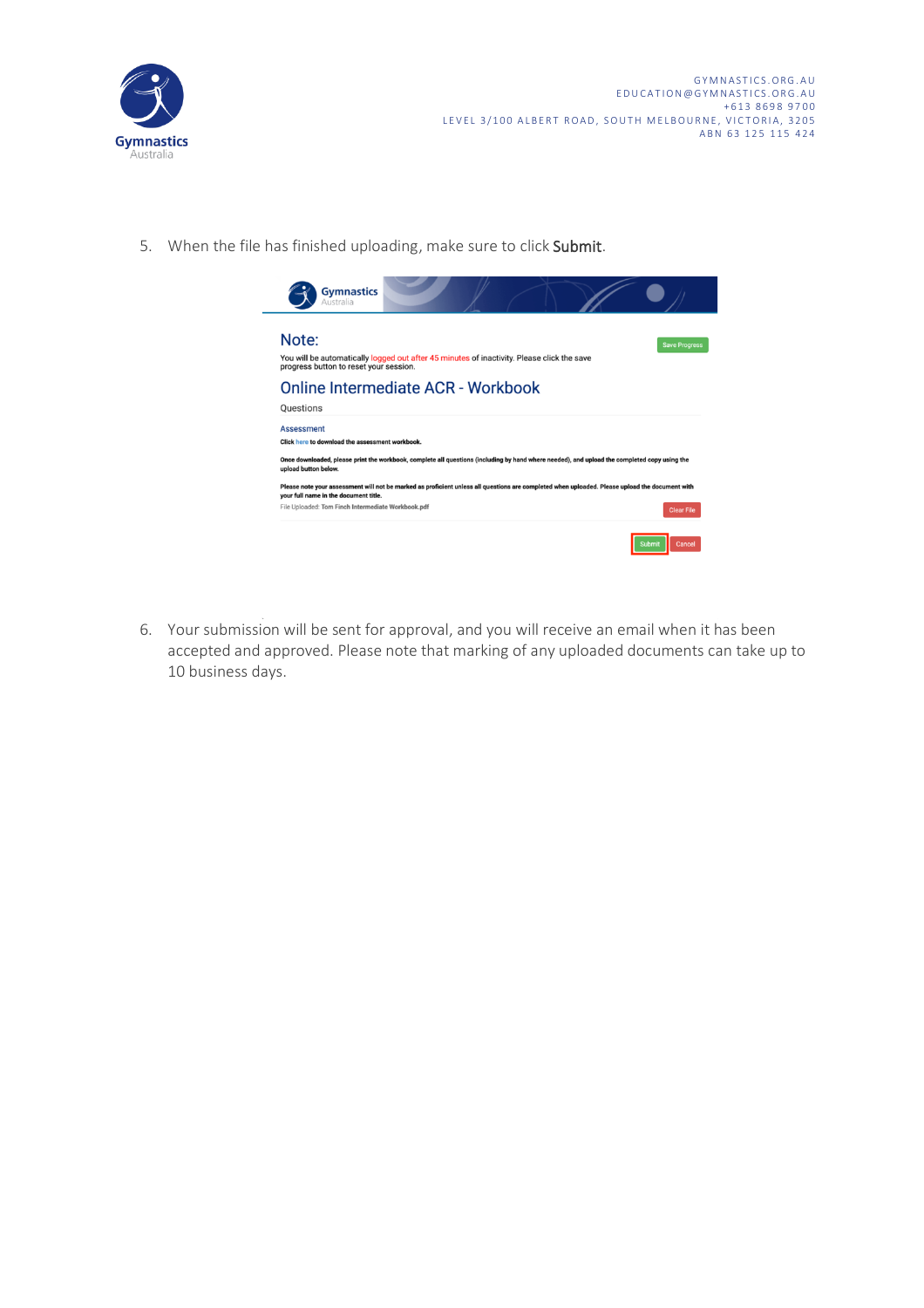5. When the file has finished uploading, make sure to click **Submit**.

6. Your submission will be sent for approval, and you will receive an email when it has been accepted and approved. Please note that marking of any uploaded documents can take up to 10 business days.